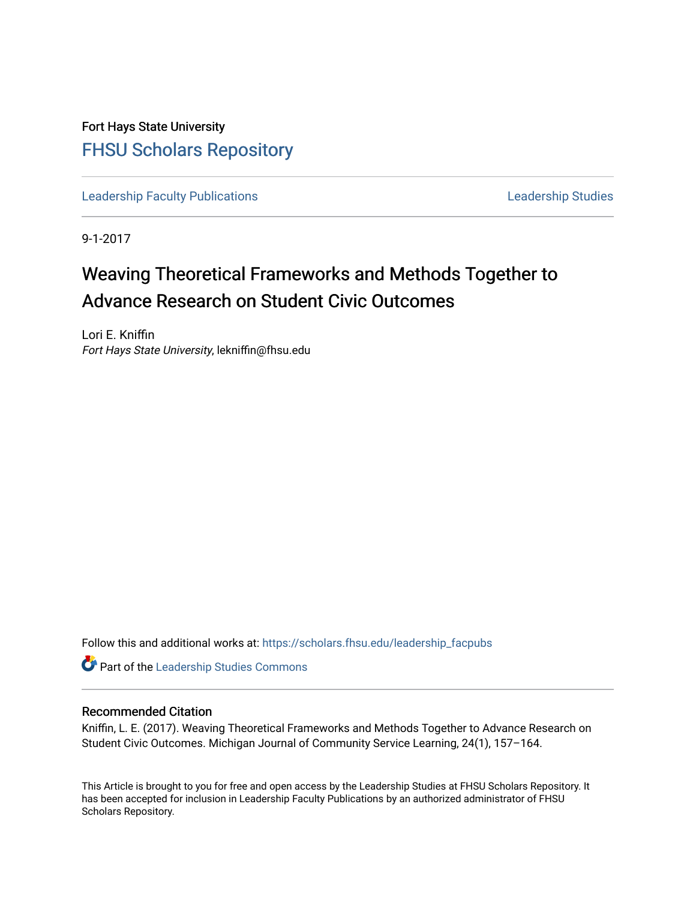Fort Hays State University

FHSU Scholars Repository

Leadership Faculty Publications | Leadership Studies

9-1-2017

# Weaving Theoretical Frameworks and Methods Together to Advance Research on Student Civic Outcomes

Lori E. Kniffin
*Fort Hays State University*, lekniffin@fhsu.edu

Follow this and additional works at: https://scholars.fhsu.edu/leadership_facpubs

Part of the Leadership Studies Commons

## Recommended Citation

Kniffin, L. E. (2017). Weaving Theoretical Frameworks and Methods Together to Advance Research on Student Civic Outcomes. Michigan Journal of Community Service Learning, 24(1), 157–164.

This Article is brought to you for free and open access by the Leadership Studies at FHSU Scholars Repository. It has been accepted for inclusion in Leadership Faculty Publications by an authorized administrator of FHSU Scholars Repository.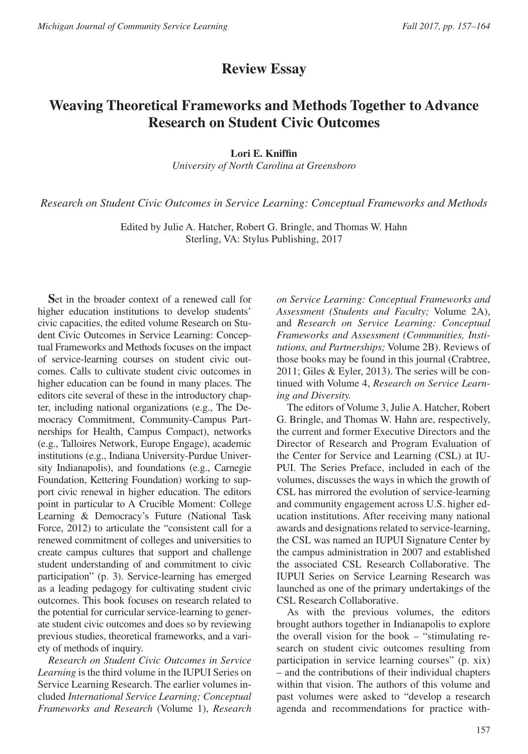## Review Essay

# Weaving Theoretical Frameworks and Methods Together to Advance Research on Student Civic Outcomes

**Lori E. Kniffin**
*University of North Carolina at Greensboro*

*Research on Student Civic Outcomes in Service Learning: Conceptual Frameworks and Methods*

Edited by Julie A. Hatcher, Robert G. Bringle, and Thomas W. Hahn
Sterling, VA: Stylus Publishing, 2017

**S**et in the broader context of a renewed call for higher education institutions to develop students' civic capacities, the edited volume Research on Student Civic Outcomes in Service Learning: Conceptual Frameworks and Methods focuses on the impact of service-learning courses on student civic outcomes. Calls to cultivate student civic outcomes in higher education can be found in many places. The editors cite several of these in the introductory chapter, including national organizations (e.g., The Democracy Commitment, Community-Campus Partnerships for Health, Campus Compact), networks (e.g., Talloires Network, Europe Engage), academic institutions (e.g., Indiana University-Purdue University Indianapolis), and foundations (e.g., Carnegie Foundation, Kettering Foundation) working to support civic renewal in higher education. The editors point in particular to A Crucible Moment: College Learning & Democracy's Future (National Task Force, 2012) to articulate the "consistent call for a renewed commitment of colleges and universities to create campus cultures that support and challenge student understanding of and commitment to civic participation" (p. 3). Service-learning has emerged as a leading pedagogy for cultivating student civic outcomes. This book focuses on research related to the potential for curricular service-learning to generate student civic outcomes and does so by reviewing previous studies, theoretical frameworks, and a variety of methods of inquiry.

*Research on Student Civic Outcomes in Service Learning* is the third volume in the IUPUI Series on Service Learning Research. The earlier volumes included *International Service Learning; Conceptual Frameworks and Research* (Volume 1), *Research on Service Learning: Conceptual Frameworks and Assessment (Students and Faculty;* Volume 2A), and *Research on Service Learning: Conceptual Frameworks and Assessment (Communities, Institutions, and Partnerships;* Volume 2B). Reviews of those books may be found in this journal (Crabtree, 2011; Giles & Eyler, 2013). The series will be continued with Volume 4, *Research on Service Learning and Diversity.*

The editors of Volume 3, Julie A. Hatcher, Robert G. Bringle, and Thomas W. Hahn are, respectively, the current and former Executive Directors and the Director of Research and Program Evaluation of the Center for Service and Learning (CSL) at IUPUI. The Series Preface, included in each of the volumes, discusses the ways in which the growth of CSL has mirrored the evolution of service-learning and community engagement across U.S. higher education institutions. After receiving many national awards and designations related to service-learning, the CSL was named an IUPUI Signature Center by the campus administration in 2007 and established the associated CSL Research Collaborative. The IUPUI Series on Service Learning Research was launched as one of the primary undertakings of the CSL Research Collaborative.

As with the previous volumes, the editors brought authors together in Indianapolis to explore the overall vision for the book – "stimulating research on student civic outcomes resulting from participation in service learning courses" (p. xix) – and the contributions of their individual chapters within that vision. The authors of this volume and past volumes were asked to "develop a research agenda and recommendations for practice with-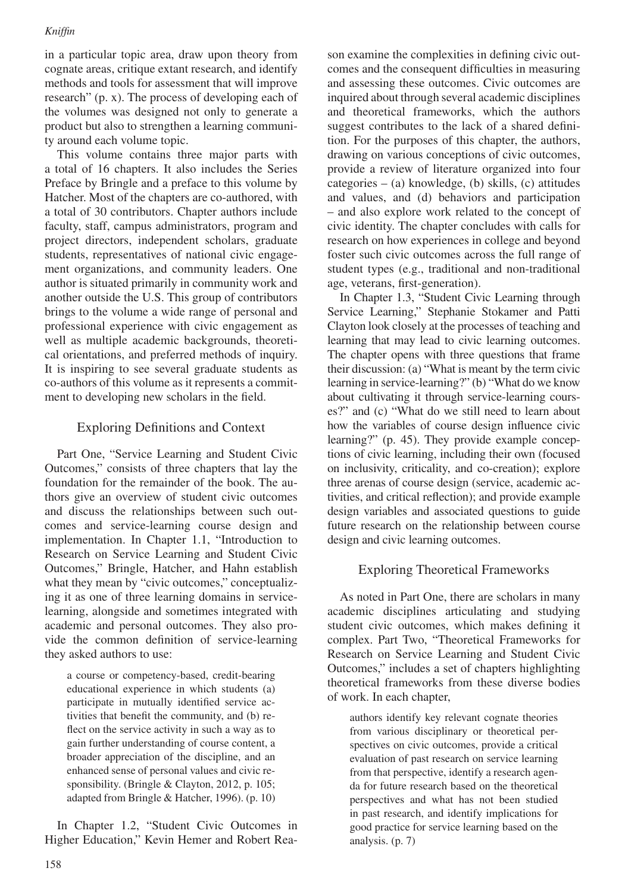in a particular topic area, draw upon theory from cognate areas, critique extant research, and identify methods and tools for assessment that will improve research" (p. x). The process of developing each of the volumes was designed not only to generate a product but also to strengthen a learning community around each volume topic.

This volume contains three major parts with a total of 16 chapters. It also includes the Series Preface by Bringle and a preface to this volume by Hatcher. Most of the chapters are co-authored, with a total of 30 contributors. Chapter authors include faculty, staff, campus administrators, program and project directors, independent scholars, graduate students, representatives of national civic engagement organizations, and community leaders. One author is situated primarily in community work and another outside the U.S. This group of contributors brings to the volume a wide range of personal and professional experience with civic engagement as well as multiple academic backgrounds, theoretical orientations, and preferred methods of inquiry. It is inspiring to see several graduate students as co-authors of this volume as it represents a commitment to developing new scholars in the field.

## Exploring Definitions and Context

Part One, "Service Learning and Student Civic Outcomes," consists of three chapters that lay the foundation for the remainder of the book. The authors give an overview of student civic outcomes and discuss the relationships between such outcomes and service-learning course design and implementation. In Chapter 1.1, "Introduction to Research on Service Learning and Student Civic Outcomes," Bringle, Hatcher, and Hahn establish what they mean by "civic outcomes," conceptualizing it as one of three learning domains in service-learning, alongside and sometimes integrated with academic and personal outcomes. They also provide the common definition of service-learning they asked authors to use:

> a course or competency-based, credit-bearing educational experience in which students (a) participate in mutually identified service activities that benefit the community, and (b) reflect on the service activity in such a way as to gain further understanding of course content, a broader appreciation of the discipline, and an enhanced sense of personal values and civic responsibility. (Bringle & Clayton, 2012, p. 105; adapted from Bringle & Hatcher, 1996). (p. 10)

In Chapter 1.2, "Student Civic Outcomes in Higher Education," Kevin Hemer and Robert Reason examine the complexities in defining civic outcomes and the consequent difficulties in measuring and assessing these outcomes. Civic outcomes are inquired about through several academic disciplines and theoretical frameworks, which the authors suggest contributes to the lack of a shared definition. For the purposes of this chapter, the authors, drawing on various conceptions of civic outcomes, provide a review of literature organized into four categories – (a) knowledge, (b) skills, (c) attitudes and values, and (d) behaviors and participation – and also explore work related to the concept of civic identity. The chapter concludes with calls for research on how experiences in college and beyond foster such civic outcomes across the full range of student types (e.g., traditional and non-traditional age, veterans, first-generation).

In Chapter 1.3, "Student Civic Learning through Service Learning," Stephanie Stokamer and Patti Clayton look closely at the processes of teaching and learning that may lead to civic learning outcomes. The chapter opens with three questions that frame their discussion: (a) "What is meant by the term civic learning in service-learning?" (b) "What do we know about cultivating it through service-learning courses?" and (c) "What do we still need to learn about how the variables of course design influence civic learning?" (p. 45). They provide example conceptions of civic learning, including their own (focused on inclusivity, criticality, and co-creation); explore three arenas of course design (service, academic activities, and critical reflection); and provide example design variables and associated questions to guide future research on the relationship between course design and civic learning outcomes.

## Exploring Theoretical Frameworks

As noted in Part One, there are scholars in many academic disciplines articulating and studying student civic outcomes, which makes defining it complex. Part Two, "Theoretical Frameworks for Research on Service Learning and Student Civic Outcomes," includes a set of chapters highlighting theoretical frameworks from these diverse bodies of work. In each chapter,

> authors identify key relevant cognate theories from various disciplinary or theoretical perspectives on civic outcomes, provide a critical evaluation of past research on service learning from that perspective, identify a research agenda for future research based on the theoretical perspectives and what has not been studied in past research, and identify implications for good practice for service learning based on the analysis. (p. 7)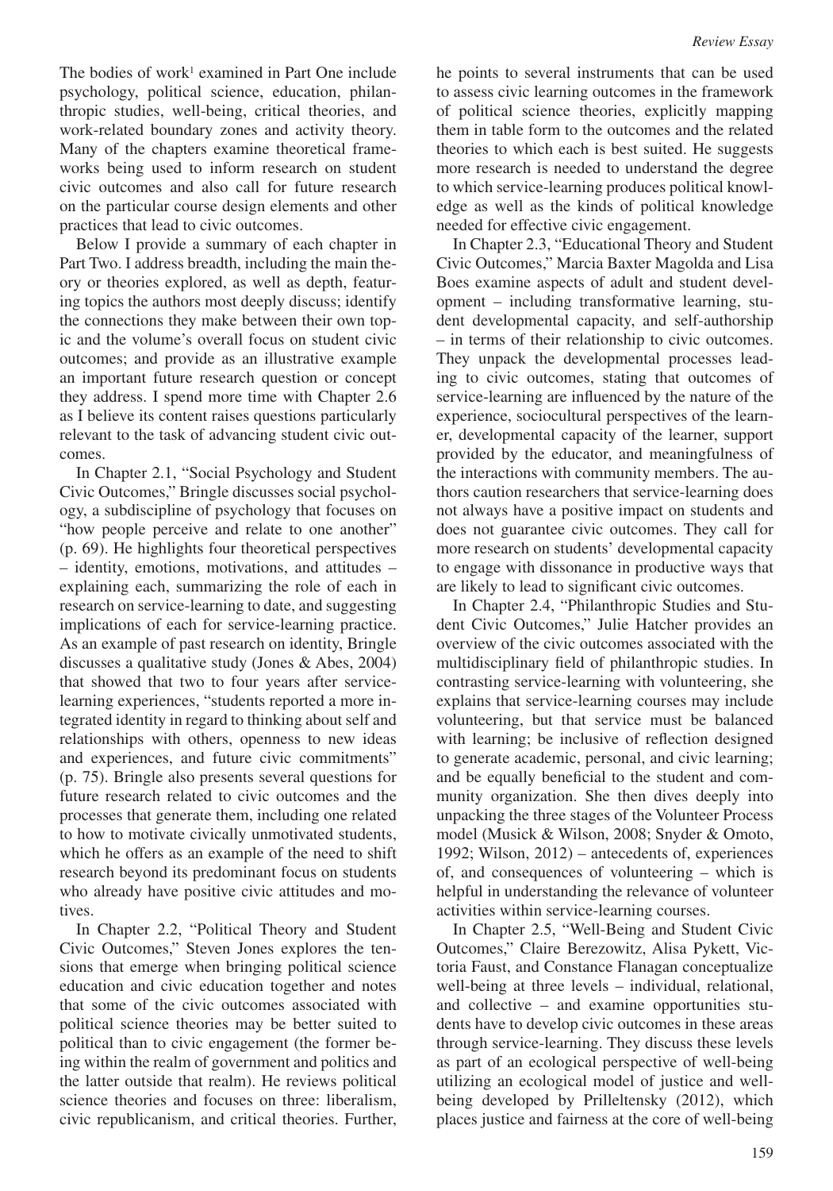The bodies of work[1] examined in Part One include psychology, political science, education, philanthropic studies, well-being, critical theories, and work-related boundary zones and activity theory. Many of the chapters examine theoretical frameworks being used to inform research on student civic outcomes and also call for future research on the particular course design elements and other practices that lead to civic outcomes.

Below I provide a summary of each chapter in Part Two. I address breadth, including the main theory or theories explored, as well as depth, featuring topics the authors most deeply discuss; identify the connections they make between their own topic and the volume's overall focus on student civic outcomes; and provide as an illustrative example an important future research question or concept they address. I spend more time with Chapter 2.6 as I believe its content raises questions particularly relevant to the task of advancing student civic outcomes.

In Chapter 2.1, "Social Psychology and Student Civic Outcomes," Bringle discusses social psychology, a subdiscipline of psychology that focuses on "how people perceive and relate to one another" (p. 69). He highlights four theoretical perspectives – identity, emotions, motivations, and attitudes – explaining each, summarizing the role of each in research on service-learning to date, and suggesting implications of each for service-learning practice. As an example of past research on identity, Bringle discusses a qualitative study (Jones & Abes, 2004) that showed that two to four years after service-learning experiences, "students reported a more integrated identity in regard to thinking about self and relationships with others, openness to new ideas and experiences, and future civic commitments" (p. 75). Bringle also presents several questions for future research related to civic outcomes and the processes that generate them, including one related to how to motivate civically unmotivated students, which he offers as an example of the need to shift research beyond its predominant focus on students who already have positive civic attitudes and motives.

In Chapter 2.2, "Political Theory and Student Civic Outcomes," Steven Jones explores the tensions that emerge when bringing political science education and civic education together and notes that some of the civic outcomes associated with political science theories may be better suited to political than to civic engagement (the former being within the realm of government and politics and the latter outside that realm). He reviews political science theories and focuses on three: liberalism, civic republicanism, and critical theories. Further, he points to several instruments that can be used to assess civic learning outcomes in the framework of political science theories, explicitly mapping them in table form to the outcomes and the related theories to which each is best suited. He suggests more research is needed to understand the degree to which service-learning produces political knowledge as well as the kinds of political knowledge needed for effective civic engagement.

In Chapter 2.3, "Educational Theory and Student Civic Outcomes," Marcia Baxter Magolda and Lisa Boes examine aspects of adult and student development – including transformative learning, student developmental capacity, and self-authorship – in terms of their relationship to civic outcomes. They unpack the developmental processes leading to civic outcomes, stating that outcomes of service-learning are influenced by the nature of the experience, sociocultural perspectives of the learner, developmental capacity of the learner, support provided by the educator, and meaningfulness of the interactions with community members. The authors caution researchers that service-learning does not always have a positive impact on students and does not guarantee civic outcomes. They call for more research on students' developmental capacity to engage with dissonance in productive ways that are likely to lead to significant civic outcomes.

In Chapter 2.4, "Philanthropic Studies and Student Civic Outcomes," Julie Hatcher provides an overview of the civic outcomes associated with the multidisciplinary field of philanthropic studies. In contrasting service-learning with volunteering, she explains that service-learning courses may include volunteering, but that service must be balanced with learning; be inclusive of reflection designed to generate academic, personal, and civic learning; and be equally beneficial to the student and community organization. She then dives deeply into unpacking the three stages of the Volunteer Process model (Musick & Wilson, 2008; Snyder & Omoto, 1992; Wilson, 2012) – antecedents of, experiences of, and consequences of volunteering – which is helpful in understanding the relevance of volunteer activities within service-learning courses.

In Chapter 2.5, "Well-Being and Student Civic Outcomes," Claire Berezowitz, Alisa Pykett, Victoria Faust, and Constance Flanagan conceptualize well-being at three levels – individual, relational, and collective – and examine opportunities students have to develop civic outcomes in these areas through service-learning. They discuss these levels as part of an ecological perspective of well-being utilizing an ecological model of justice and well-being developed by Prilleltensky (2012), which places justice and fairness at the core of well-being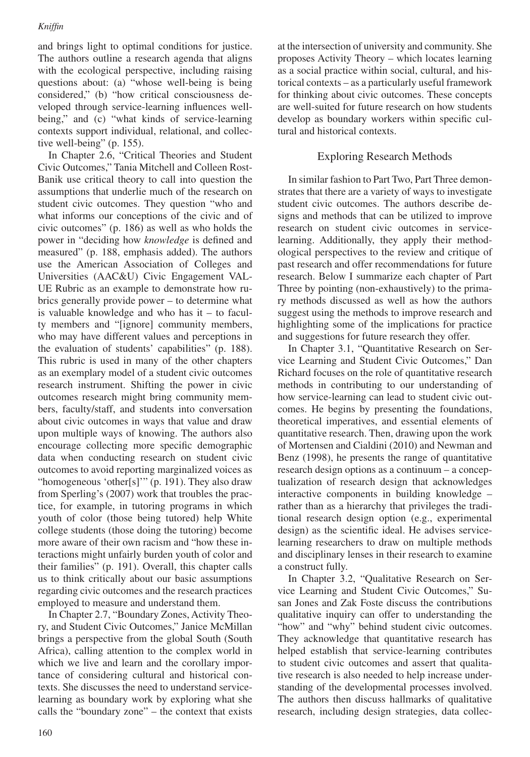and brings light to optimal conditions for justice. The authors outline a research agenda that aligns with the ecological perspective, including raising questions about: (a) "whose well-being is being considered," (b) "how critical consciousness developed through service-learning influences well-being," and (c) "what kinds of service-learning contexts support individual, relational, and collective well-being" (p. 155).

In Chapter 2.6, "Critical Theories and Student Civic Outcomes," Tania Mitchell and Colleen Rost-Banik use critical theory to call into question the assumptions that underlie much of the research on student civic outcomes. They question "who and what informs our conceptions of the civic and of civic outcomes" (p. 186) as well as who holds the power in "deciding how *knowledge* is defined and measured" (p. 188, emphasis added). The authors use the American Association of Colleges and Universities (AAC&U) Civic Engagement VALUE Rubric as an example to demonstrate how rubrics generally provide power – to determine what is valuable knowledge and who has it – to faculty members and "[ignore] community members, who may have different values and perceptions in the evaluation of students' capabilities" (p. 188). This rubric is used in many of the other chapters as an exemplary model of a student civic outcomes research instrument. Shifting the power in civic outcomes research might bring community members, faculty/staff, and students into conversation about civic outcomes in ways that value and draw upon multiple ways of knowing. The authors also encourage collecting more specific demographic data when conducting research on student civic outcomes to avoid reporting marginalized voices as "homogeneous 'other[s]'" (p. 191). They also draw from Sperling's (2007) work that troubles the practice, for example, in tutoring programs in which youth of color (those being tutored) help White college students (those doing the tutoring) become more aware of their own racism and "how these interactions might unfairly burden youth of color and their families" (p. 191). Overall, this chapter calls us to think critically about our basic assumptions regarding civic outcomes and the research practices employed to measure and understand them.

In Chapter 2.7, "Boundary Zones, Activity Theory, and Student Civic Outcomes," Janice McMillan brings a perspective from the global South (South Africa), calling attention to the complex world in which we live and learn and the corollary importance of considering cultural and historical contexts. She discusses the need to understand service-learning as boundary work by exploring what she calls the "boundary zone" – the context that exists at the intersection of university and community. She proposes Activity Theory – which locates learning as a social practice within social, cultural, and historical contexts – as a particularly useful framework for thinking about civic outcomes. These concepts are well-suited for future research on how students develop as boundary workers within specific cultural and historical contexts.

## Exploring Research Methods

In similar fashion to Part Two, Part Three demonstrates that there are a variety of ways to investigate student civic outcomes. The authors describe designs and methods that can be utilized to improve research on student civic outcomes in service-learning. Additionally, they apply their methodological perspectives to the review and critique of past research and offer recommendations for future research. Below I summarize each chapter of Part Three by pointing (non-exhaustively) to the primary methods discussed as well as how the authors suggest using the methods to improve research and highlighting some of the implications for practice and suggestions for future research they offer.

In Chapter 3.1, "Quantitative Research on Service Learning and Student Civic Outcomes," Dan Richard focuses on the role of quantitative research methods in contributing to our understanding of how service-learning can lead to student civic outcomes. He begins by presenting the foundations, theoretical imperatives, and essential elements of quantitative research. Then, drawing upon the work of Mortensen and Cialdini (2010) and Newman and Benz (1998), he presents the range of quantitative research design options as a continuum – a conceptualization of research design that acknowledges interactive components in building knowledge – rather than as a hierarchy that privileges the traditional research design option (e.g., experimental design) as the scientific ideal. He advises service-learning researchers to draw on multiple methods and disciplinary lenses in their research to examine a construct fully.

In Chapter 3.2, "Qualitative Research on Service Learning and Student Civic Outcomes," Susan Jones and Zak Foste discuss the contributions qualitative inquiry can offer to understanding the "how" and "why" behind student civic outcomes. They acknowledge that quantitative research has helped establish that service-learning contributes to student civic outcomes and assert that qualitative research is also needed to help increase understanding of the developmental processes involved. The authors then discuss hallmarks of qualitative research, including design strategies, data collec-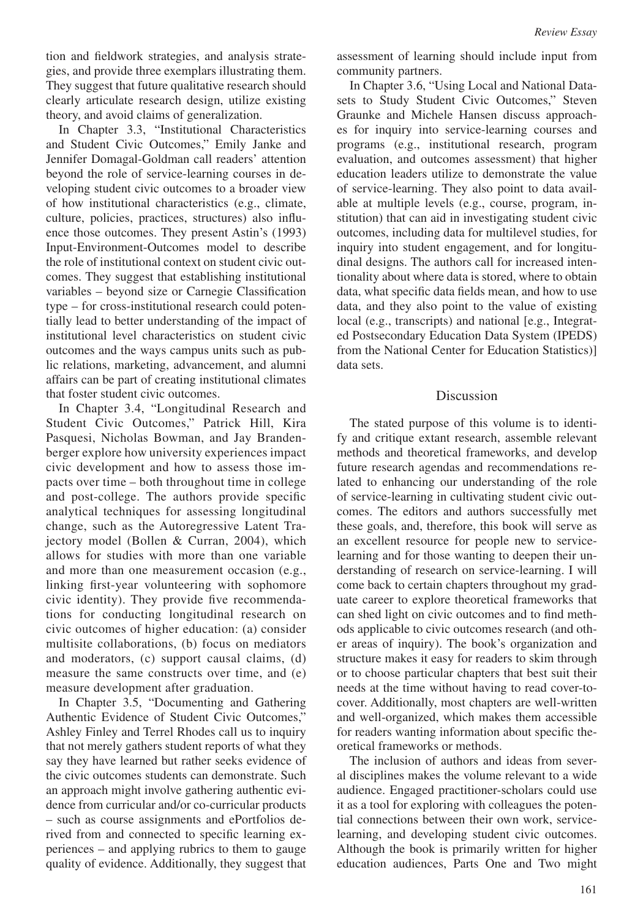tion and fieldwork strategies, and analysis strategies, and provide three exemplars illustrating them. They suggest that future qualitative research should clearly articulate research design, utilize existing theory, and avoid claims of generalization.

In Chapter 3.3, "Institutional Characteristics and Student Civic Outcomes," Emily Janke and Jennifer Domagal-Goldman call readers' attention beyond the role of service-learning courses in developing student civic outcomes to a broader view of how institutional characteristics (e.g., climate, culture, policies, practices, structures) also influence those outcomes. They present Astin's (1993) Input-Environment-Outcomes model to describe the role of institutional context on student civic outcomes. They suggest that establishing institutional variables – beyond size or Carnegie Classification type – for cross-institutional research could potentially lead to better understanding of the impact of institutional level characteristics on student civic outcomes and the ways campus units such as public relations, marketing, advancement, and alumni affairs can be part of creating institutional climates that foster student civic outcomes.

In Chapter 3.4, "Longitudinal Research and Student Civic Outcomes," Patrick Hill, Kira Pasquesi, Nicholas Bowman, and Jay Brandenberger explore how university experiences impact civic development and how to assess those impacts over time – both throughout time in college and post-college. The authors provide specific analytical techniques for assessing longitudinal change, such as the Autoregressive Latent Trajectory model (Bollen & Curran, 2004), which allows for studies with more than one variable and more than one measurement occasion (e.g., linking first-year volunteering with sophomore civic identity). They provide five recommendations for conducting longitudinal research on civic outcomes of higher education: (a) consider multisite collaborations, (b) focus on mediators and moderators, (c) support causal claims, (d) measure the same constructs over time, and (e) measure development after graduation.

In Chapter 3.5, "Documenting and Gathering Authentic Evidence of Student Civic Outcomes," Ashley Finley and Terrel Rhodes call us to inquiry that not merely gathers student reports of what they say they have learned but rather seeks evidence of the civic outcomes students can demonstrate. Such an approach might involve gathering authentic evidence from curricular and/or co-curricular products – such as course assignments and ePortfolios derived from and connected to specific learning experiences – and applying rubrics to them to gauge quality of evidence. Additionally, they suggest that assessment of learning should include input from community partners.

In Chapter 3.6, "Using Local and National Datasets to Study Student Civic Outcomes," Steven Graunke and Michele Hansen discuss approaches for inquiry into service-learning courses and programs (e.g., institutional research, program evaluation, and outcomes assessment) that higher education leaders utilize to demonstrate the value of service-learning. They also point to data available at multiple levels (e.g., course, program, institution) that can aid in investigating student civic outcomes, including data for multilevel studies, for inquiry into student engagement, and for longitudinal designs. The authors call for increased intentionality about where data is stored, where to obtain data, what specific data fields mean, and how to use data, and they also point to the value of existing local (e.g., transcripts) and national [e.g., Integrated Postsecondary Education Data System (IPEDS) from the National Center for Education Statistics)] data sets.

## Discussion

The stated purpose of this volume is to identify and critique extant research, assemble relevant methods and theoretical frameworks, and develop future research agendas and recommendations related to enhancing our understanding of the role of service-learning in cultivating student civic outcomes. The editors and authors successfully met these goals, and, therefore, this book will serve as an excellent resource for people new to service-learning and for those wanting to deepen their understanding of research on service-learning. I will come back to certain chapters throughout my graduate career to explore theoretical frameworks that can shed light on civic outcomes and to find methods applicable to civic outcomes research (and other areas of inquiry). The book's organization and structure makes it easy for readers to skim through or to choose particular chapters that best suit their needs at the time without having to read cover-to-cover. Additionally, most chapters are well-written and well-organized, which makes them accessible for readers wanting information about specific theoretical frameworks or methods.

The inclusion of authors and ideas from several disciplines makes the volume relevant to a wide audience. Engaged practitioner-scholars could use it as a tool for exploring with colleagues the potential connections between their own work, service-learning, and developing student civic outcomes. Although the book is primarily written for higher education audiences, Parts One and Two might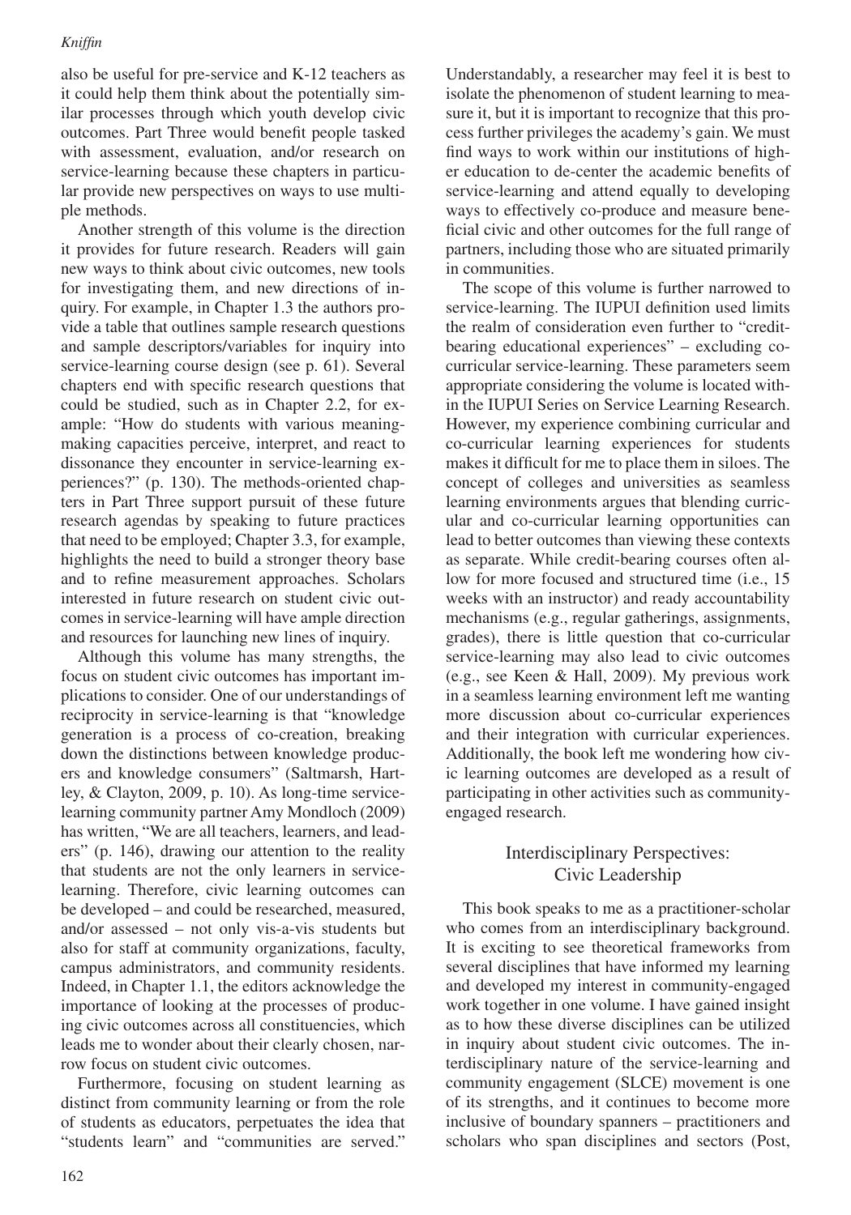also be useful for pre-service and K-12 teachers as it could help them think about the potentially similar processes through which youth develop civic outcomes. Part Three would benefit people tasked with assessment, evaluation, and/or research on service-learning because these chapters in particular provide new perspectives on ways to use multiple methods.

Another strength of this volume is the direction it provides for future research. Readers will gain new ways to think about civic outcomes, new tools for investigating them, and new directions of inquiry. For example, in Chapter 1.3 the authors provide a table that outlines sample research questions and sample descriptors/variables for inquiry into service-learning course design (see p. 61). Several chapters end with specific research questions that could be studied, such as in Chapter 2.2, for example: "How do students with various meaning-making capacities perceive, interpret, and react to dissonance they encounter in service-learning experiences?" (p. 130). The methods-oriented chapters in Part Three support pursuit of these future research agendas by speaking to future practices that need to be employed; Chapter 3.3, for example, highlights the need to build a stronger theory base and to refine measurement approaches. Scholars interested in future research on student civic outcomes in service-learning will have ample direction and resources for launching new lines of inquiry.

Although this volume has many strengths, the focus on student civic outcomes has important implications to consider. One of our understandings of reciprocity in service-learning is that "knowledge generation is a process of co-creation, breaking down the distinctions between knowledge producers and knowledge consumers" (Saltmarsh, Hartley, & Clayton, 2009, p. 10). As long-time service-learning community partner Amy Mondloch (2009) has written, "We are all teachers, learners, and leaders" (p. 146), drawing our attention to the reality that students are not the only learners in service-learning. Therefore, civic learning outcomes can be developed – and could be researched, measured, and/or assessed – not only vis-a-vis students but also for staff at community organizations, faculty, campus administrators, and community residents. Indeed, in Chapter 1.1, the editors acknowledge the importance of looking at the processes of producing civic outcomes across all constituencies, which leads me to wonder about their clearly chosen, narrow focus on student civic outcomes.

Furthermore, focusing on student learning as distinct from community learning or from the role of students as educators, perpetuates the idea that "students learn" and "communities are served." Understandably, a researcher may feel it is best to isolate the phenomenon of student learning to measure it, but it is important to recognize that this process further privileges the academy's gain. We must find ways to work within our institutions of higher education to de-center the academic benefits of service-learning and attend equally to developing ways to effectively co-produce and measure beneficial civic and other outcomes for the full range of partners, including those who are situated primarily in communities.

The scope of this volume is further narrowed to service-learning. The IUPUI definition used limits the realm of consideration even further to "credit-bearing educational experiences" – excluding co-curricular service-learning. These parameters seem appropriate considering the volume is located within the IUPUI Series on Service Learning Research. However, my experience combining curricular and co-curricular learning experiences for students makes it difficult for me to place them in siloes. The concept of colleges and universities as seamless learning environments argues that blending curricular and co-curricular learning opportunities can lead to better outcomes than viewing these contexts as separate. While credit-bearing courses often allow for more focused and structured time (i.e., 15 weeks with an instructor) and ready accountability mechanisms (e.g., regular gatherings, assignments, grades), there is little question that co-curricular service-learning may also lead to civic outcomes (e.g., see Keen & Hall, 2009). My previous work in a seamless learning environment left me wanting more discussion about co-curricular experiences and their integration with curricular experiences. Additionally, the book left me wondering how civic learning outcomes are developed as a result of participating in other activities such as community-engaged research.

## Interdisciplinary Perspectives: Civic Leadership

This book speaks to me as a practitioner-scholar who comes from an interdisciplinary background. It is exciting to see theoretical frameworks from several disciplines that have informed my learning and developed my interest in community-engaged work together in one volume. I have gained insight as to how these diverse disciplines can be utilized in inquiry about student civic outcomes. The interdisciplinary nature of the service-learning and community engagement (SLCE) movement is one of its strengths, and it continues to become more inclusive of boundary spanners – practitioners and scholars who span disciplines and sectors (Post,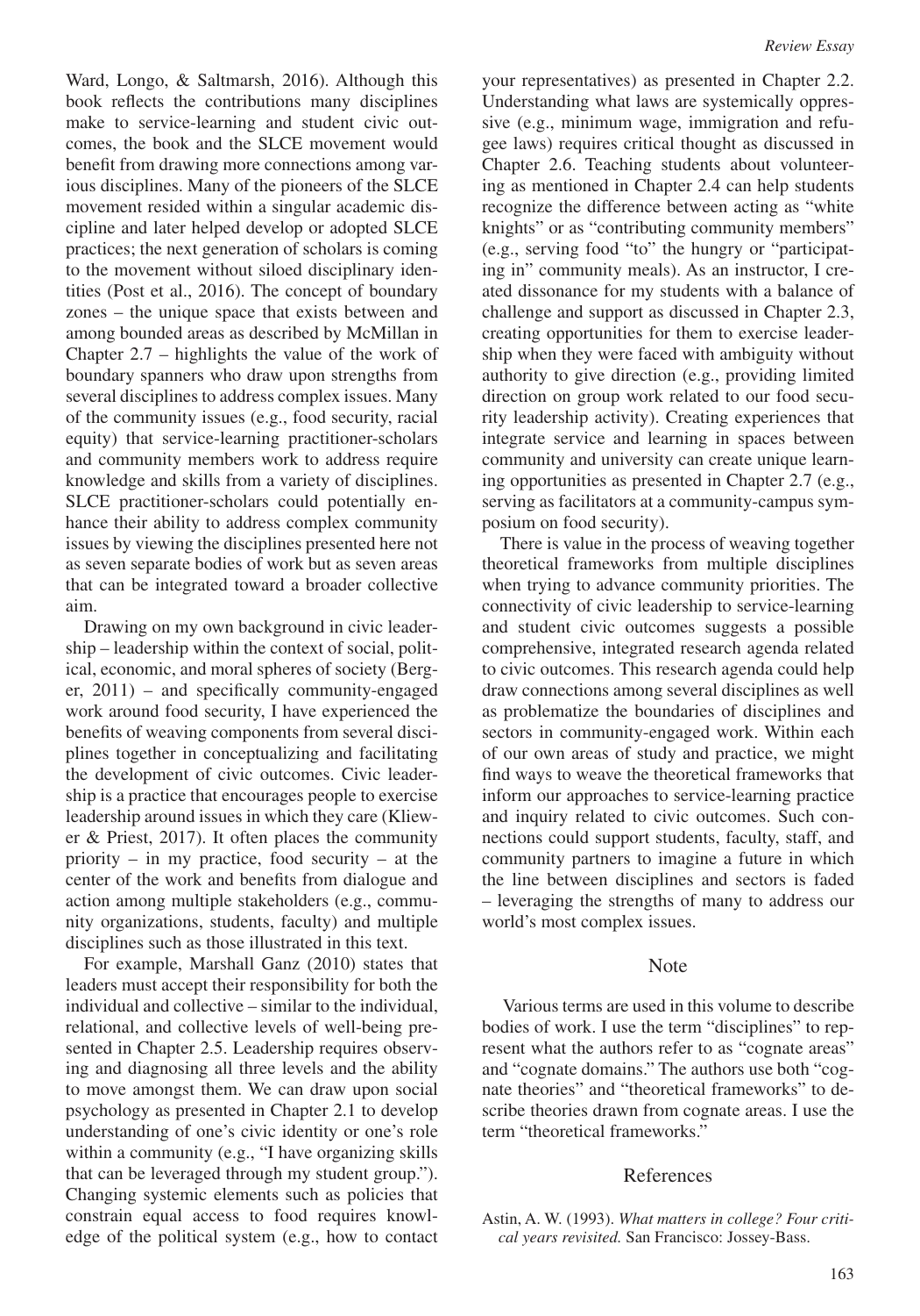Ward, Longo, & Saltmarsh, 2016). Although this book reflects the contributions many disciplines make to service-learning and student civic outcomes, the book and the SLCE movement would benefit from drawing more connections among various disciplines. Many of the pioneers of the SLCE movement resided within a singular academic discipline and later helped develop or adopted SLCE practices; the next generation of scholars is coming to the movement without siloed disciplinary identities (Post et al., 2016). The concept of boundary zones – the unique space that exists between and among bounded areas as described by McMillan in Chapter 2.7 – highlights the value of the work of boundary spanners who draw upon strengths from several disciplines to address complex issues. Many of the community issues (e.g., food security, racial equity) that service-learning practitioner-scholars and community members work to address require knowledge and skills from a variety of disciplines. SLCE practitioner-scholars could potentially enhance their ability to address complex community issues by viewing the disciplines presented here not as seven separate bodies of work but as seven areas that can be integrated toward a broader collective aim.

Drawing on my own background in civic leadership – leadership within the context of social, political, economic, and moral spheres of society (Berger, 2011) – and specifically community-engaged work around food security, I have experienced the benefits of weaving components from several disciplines together in conceptualizing and facilitating the development of civic outcomes. Civic leadership is a practice that encourages people to exercise leadership around issues in which they care (Kliewer & Priest, 2017). It often places the community priority – in my practice, food security – at the center of the work and benefits from dialogue and action among multiple stakeholders (e.g., community organizations, students, faculty) and multiple disciplines such as those illustrated in this text.

For example, Marshall Ganz (2010) states that leaders must accept their responsibility for both the individual and collective – similar to the individual, relational, and collective levels of well-being presented in Chapter 2.5. Leadership requires observing and diagnosing all three levels and the ability to move amongst them. We can draw upon social psychology as presented in Chapter 2.1 to develop understanding of one's civic identity or one's role within a community (e.g., "I have organizing skills that can be leveraged through my student group."). Changing systemic elements such as policies that constrain equal access to food requires knowledge of the political system (e.g., how to contact your representatives) as presented in Chapter 2.2. Understanding what laws are systemically oppressive (e.g., minimum wage, immigration and refugee laws) requires critical thought as discussed in Chapter 2.6. Teaching students about volunteering as mentioned in Chapter 2.4 can help students recognize the difference between acting as "white knights" or as "contributing community members" (e.g., serving food "to" the hungry or "participating in" community meals). As an instructor, I created dissonance for my students with a balance of challenge and support as discussed in Chapter 2.3, creating opportunities for them to exercise leadership when they were faced with ambiguity without authority to give direction (e.g., providing limited direction on group work related to our food security leadership activity). Creating experiences that integrate service and learning in spaces between community and university can create unique learning opportunities as presented in Chapter 2.7 (e.g., serving as facilitators at a community-campus symposium on food security).

There is value in the process of weaving together theoretical frameworks from multiple disciplines when trying to advance community priorities. The connectivity of civic leadership to service-learning and student civic outcomes suggests a possible comprehensive, integrated research agenda related to civic outcomes. This research agenda could help draw connections among several disciplines as well as problematize the boundaries of disciplines and sectors in community-engaged work. Within each of our own areas of study and practice, we might find ways to weave the theoretical frameworks that inform our approaches to service-learning practice and inquiry related to civic outcomes. Such connections could support students, faculty, staff, and community partners to imagine a future in which the line between disciplines and sectors is faded – leveraging the strengths of many to address our world's most complex issues.

## Note

Various terms are used in this volume to describe bodies of work. I use the term "disciplines" to represent what the authors refer to as "cognate areas" and "cognate domains." The authors use both "cognate theories" and "theoretical frameworks" to describe theories drawn from cognate areas. I use the term "theoretical frameworks."

## References

Astin, A. W. (1993). *What matters in college? Four critical years revisited.* San Francisco: Jossey-Bass.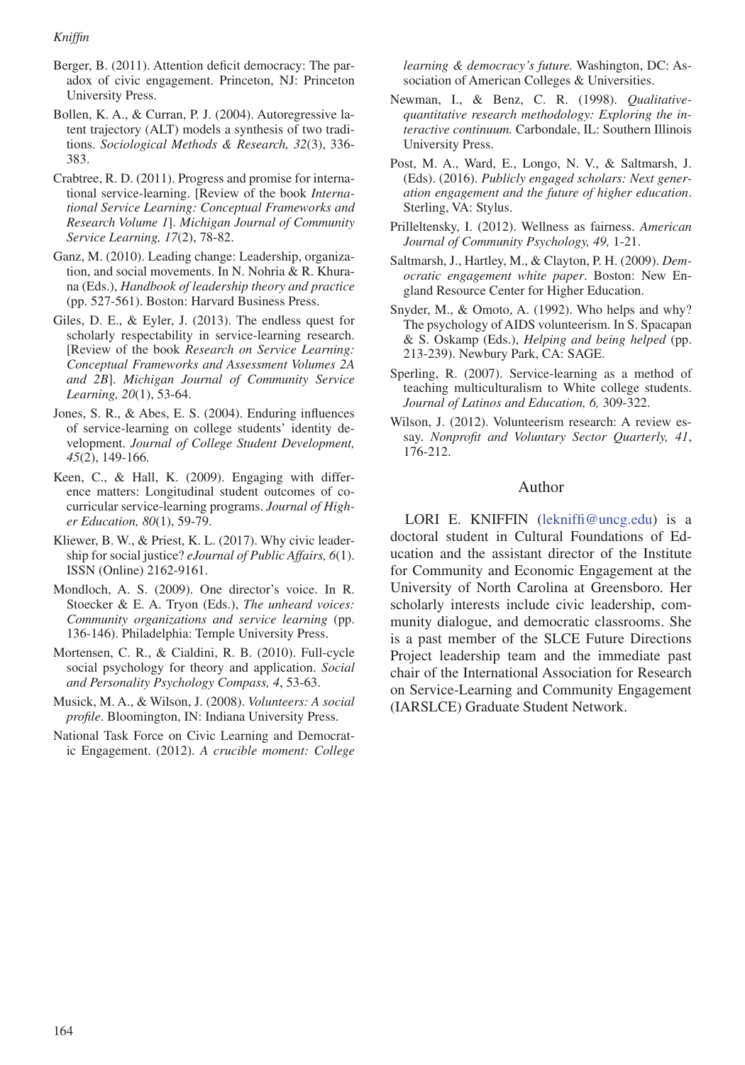Berger, B. (2011). Attention deficit democracy: The paradox of civic engagement. Princeton, NJ: Princeton University Press.

Bollen, K. A., & Curran, P. J. (2004). Autoregressive latent trajectory (ALT) models a synthesis of two traditions. *Sociological Methods & Research, 32*(3), 336-383.

Crabtree, R. D. (2011). Progress and promise for international service-learning. [Review of the book *International Service Learning: Conceptual Frameworks and Research Volume 1*]. *Michigan Journal of Community Service Learning, 17*(2), 78-82.

Ganz, M. (2010). Leading change: Leadership, organization, and social movements. In N. Nohria & R. Khurana (Eds.), *Handbook of leadership theory and practice* (pp. 527-561). Boston: Harvard Business Press.

Giles, D. E., & Eyler, J. (2013). The endless quest for scholarly respectability in service-learning research. [Review of the book *Research on Service Learning: Conceptual Frameworks and Assessment Volumes 2A and 2B*]. *Michigan Journal of Community Service Learning, 20*(1), 53-64.

Jones, S. R., & Abes, E. S. (2004). Enduring influences of service-learning on college students' identity development. *Journal of College Student Development, 45*(2), 149-166.

Keen, C., & Hall, K. (2009). Engaging with difference matters: Longitudinal student outcomes of co-curricular service-learning programs. *Journal of Higher Education, 80*(1), 59-79.

Kliewer, B. W., & Priest, K. L. (2017). Why civic leadership for social justice? *eJournal of Public Affairs, 6*(1). ISSN (Online) 2162-9161.

Mondloch, A. S. (2009). One director's voice. In R. Stoecker & E. A. Tryon (Eds.), *The unheard voices: Community organizations and service learning* (pp. 136-146). Philadelphia: Temple University Press.

Mortensen, C. R., & Cialdini, R. B. (2010). Full-cycle social psychology for theory and application. *Social and Personality Psychology Compass, 4*, 53-63.

Musick, M. A., & Wilson, J. (2008). *Volunteers: A social profile*. Bloomington, IN: Indiana University Press.

National Task Force on Civic Learning and Democratic Engagement. (2012). *A crucible moment: College learning & democracy's future.* Washington, DC: Association of American Colleges & Universities.

Newman, I., & Benz, C. R. (1998). *Qualitative-quantitative research methodology: Exploring the interactive continuum.* Carbondale, IL: Southern Illinois University Press.

Post, M. A., Ward, E., Longo, N. V., & Saltmarsh, J. (Eds). (2016). *Publicly engaged scholars: Next generation engagement and the future of higher education*. Sterling, VA: Stylus.

Prilleltensky, I. (2012). Wellness as fairness. *American Journal of Community Psychology, 49,* 1-21.

Saltmarsh, J., Hartley, M., & Clayton, P. H. (2009). *Democratic engagement white paper*. Boston: New England Resource Center for Higher Education.

Snyder, M., & Omoto, A. (1992). Who helps and why? The psychology of AIDS volunteerism. In S. Spacapan & S. Oskamp (Eds.), *Helping and being helped* (pp. 213-239). Newbury Park, CA: SAGE.

Sperling, R. (2007). Service-learning as a method of teaching multiculturalism to White college students. *Journal of Latinos and Education, 6,* 309-322.

Wilson, J. (2012). Volunteerism research: A review essay. *Nonprofit and Voluntary Sector Quarterly, 41*, 176-212.

## Author

LORI E. KNIFFIN (lekniffi@uncg.edu) is a doctoral student in Cultural Foundations of Education and the assistant director of the Institute for Community and Economic Engagement at the University of North Carolina at Greensboro. Her scholarly interests include civic leadership, community dialogue, and democratic classrooms. She is a past member of the SLCE Future Directions Project leadership team and the immediate past chair of the International Association for Research on Service-Learning and Community Engagement (IARSLCE) Graduate Student Network.